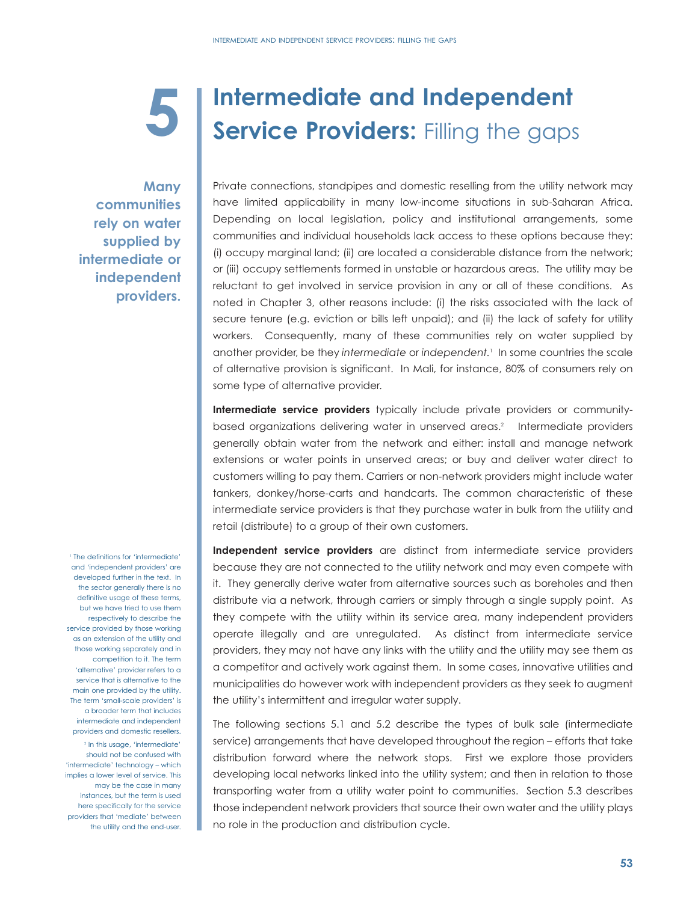# 5 Intermediate and Independent Service Providers: Filling the gaps

**Many communities rely on water supplied by intermediate or independent providers.**

Private connections, standpipes and domestic reselling from the utility network may have limited applicability in many low-income situations in sub-Saharan Africa. Depending on local legislation, policy and institutional arrangements, some communities and individual households lack access to these options because they: (i) occupy marginal land; (ii) are located a considerable distance from the network; or (iii) occupy settlements formed in unstable or hazardous areas. The utility may be reluctant to get involved in service provision in any or all of these conditions. As noted in Chapter 3, other reasons include: (i) the risks associated with the lack of secure tenure (e.g. eviction or bills left unpaid); and (ii) the lack of safety for utility workers. Consequently, many of these communities rely on water supplied by another provider, be they *intermediate* or *independent*.[1] In some countries the scale of alternative provision is significant. In Mali, for instance, 80% of consumers rely on some type of alternative provider.

**Intermediate service providers** typically include private providers or community-based organizations delivering water in unserved areas.[2] Intermediate providers generally obtain water from the network and either: install and manage network extensions or water points in unserved areas; or buy and deliver water direct to customers willing to pay them. Carriers or non-network providers might include water tankers, donkey/horse-carts and handcarts. The common characteristic of these intermediate service providers is that they purchase water in bulk from the utility and retail (distribute) to a group of their own customers.

**Independent service providers** are distinct from intermediate service providers because they are not connected to the utility network and may even compete with it. They generally derive water from alternative sources such as boreholes and then distribute via a network, through carriers or simply through a single supply point. As they compete with the utility within its service area, many independent providers operate illegally and are unregulated. As distinct from intermediate service providers, they may not have any links with the utility and the utility may see them as a competitor and actively work against them. In some cases, innovative utilities and municipalities do however work with independent providers as they seek to augment the utility's intermittent and irregular water supply.

The following sections 5.1 and 5.2 describe the types of bulk sale (intermediate service) arrangements that have developed throughout the region – efforts that take distribution forward where the network stops. First we explore those providers developing local networks linked into the utility system; and then in relation to those transporting water from a utility water point to communities. Section 5.3 describes those independent network providers that source their own water and the utility plays no role in the production and distribution cycle.

[1] The definitions for 'intermediate' and 'independent providers' are developed further in the text. In the sector generally there is no definitive usage of these terms, but we have tried to use them respectively to describe the service provided by those working as an extension of the utility and those working separately and in competition to it. The term 'alternative' provider refers to a service that is alternative to the main one provided by the utility. The term 'small-scale providers' is a broader term that includes intermediate and independent providers and domestic resellers.

[2] In this usage, 'intermediate' should not be confused with 'intermediate' technology – which implies a lower level of service. This may be the case in many instances, but the term is used here specifically for the service providers that 'mediate' between the utility and the end-user.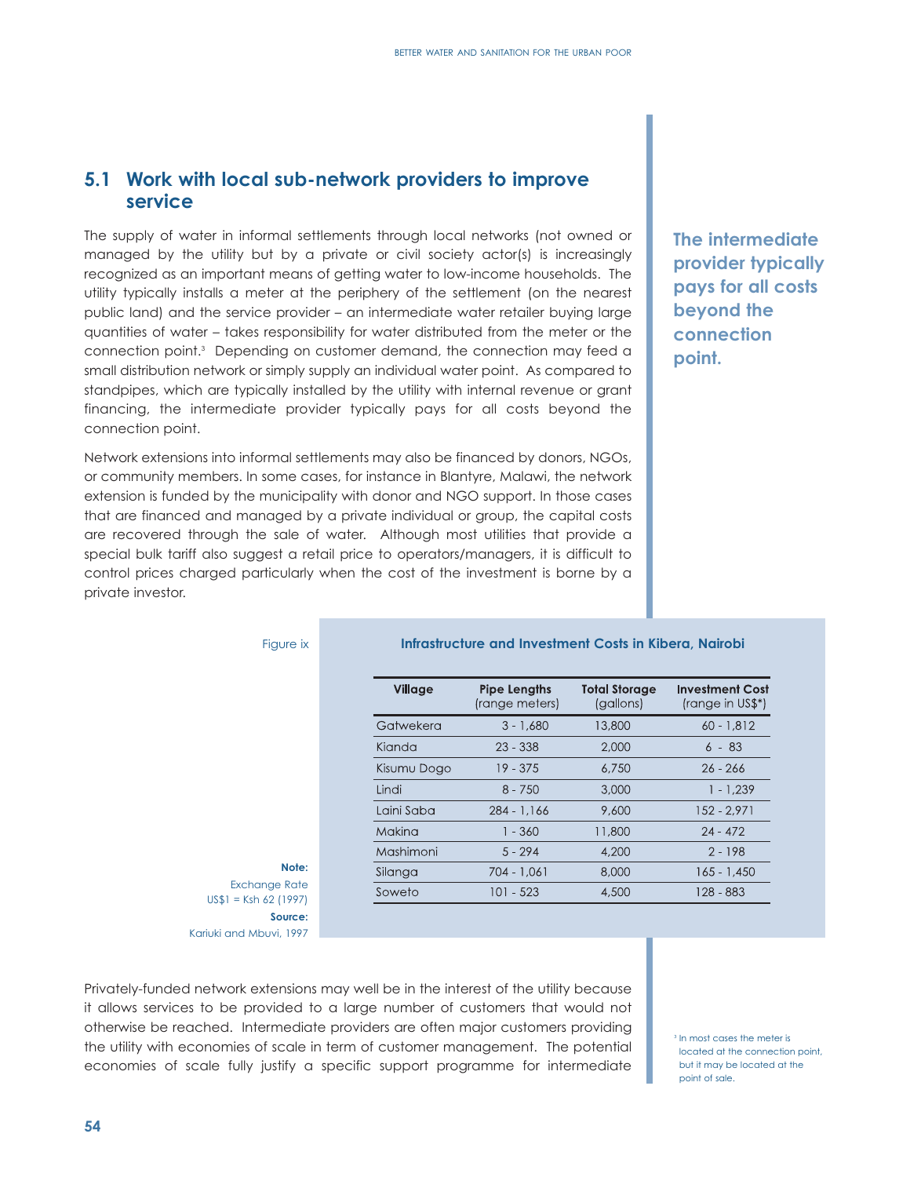## 5.1 Work with local sub-network providers to improve service

The supply of water in informal settlements through local networks (not owned or managed by the utility but by a private or civil society actor(s) is increasingly recognized as an important means of getting water to low-income households. The utility typically installs a meter at the periphery of the settlement (on the nearest public land) and the service provider – an intermediate water retailer buying large quantities of water – takes responsibility for water distributed from the meter or the connection point.[3] Depending on customer demand, the connection may feed a small distribution network or simply supply an individual water point. As compared to standpipes, which are typically installed by the utility with internal revenue or grant financing, the intermediate provider typically pays for all costs beyond the connection point.

**The intermediate provider typically pays for all costs beyond the connection point.**

Network extensions into informal settlements may also be financed by donors, NGOs, or community members. In some cases, for instance in Blantyre, Malawi, the network extension is funded by the municipality with donor and NGO support. In those cases that are financed and managed by a private individual or group, the capital costs are recovered through the sale of water. Although most utilities that provide a special bulk tariff also suggest a retail price to operators/managers, it is difficult to control prices charged particularly when the cost of the investment is borne by a private investor.

Figure ix

**Infrastructure and Investment Costs in Kibera, Nairobi**

| Village | Pipe Lengths (range meters) | Total Storage (gallons) | Investment Cost (range in US$*) |
|---|---|---|---|
| Gatwekera | 3 - 1,680 | 13,800 | 60 - 1,812 |
| Kianda | 23 - 338 | 2,000 | 6 - 83 |
| Kisumu Dogo | 19 - 375 | 6,750 | 26 - 266 |
| Lindi | 8 - 750 | 3,000 | 1 - 1,239 |
| Laini Saba | 284 - 1,166 | 9,600 | 152 - 2,971 |
| Makina | 1 - 360 | 11,800 | 24 - 472 |
| Mashimoni | 5 - 294 | 4,200 | 2 - 198 |
| Silanga | 704 - 1,061 | 8,000 | 165 - 1,450 |
| Soweto | 101 - 523 | 4,500 | 128 - 883 |

**Note:** Exchange Rate US$1 = Ksh 62 (1997)

**Source:** Kariuki and Mbuvi, 1997

Privately-funded network extensions may well be in the interest of the utility because it allows services to be provided to a large number of customers that would not otherwise be reached. Intermediate providers are often major customers providing the utility with economies of scale in term of customer management. The potential economies of scale fully justify a specific support programme for intermediate

[3] In most cases the meter is located at the connection point, but it may be located at the point of sale.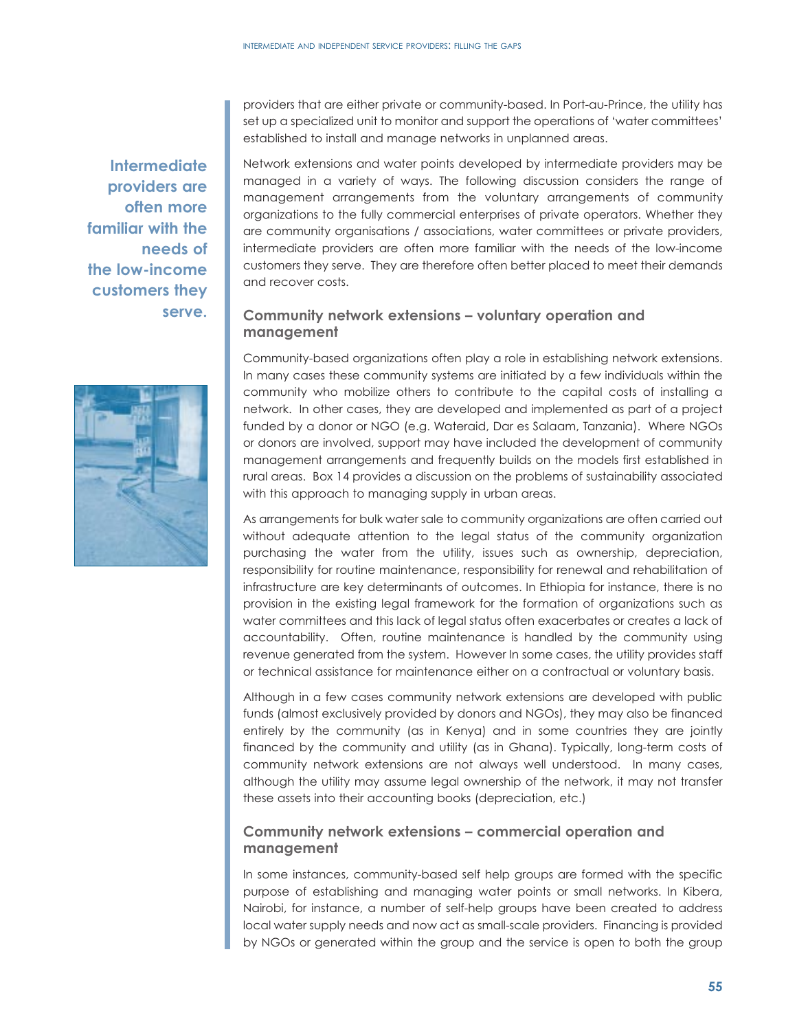providers that are either private or community-based. In Port-au-Prince, the utility has set up a specialized unit to monitor and support the operations of 'water committees' established to install and manage networks in unplanned areas.

**Intermediate providers are often more familiar with the needs of the low-income customers they serve.**

Network extensions and water points developed by intermediate providers may be managed in a variety of ways. The following discussion considers the range of management arrangements from the voluntary arrangements of community organizations to the fully commercial enterprises of private operators. Whether they are community organisations / associations, water committees or private providers, intermediate providers are often more familiar with the needs of the low-income customers they serve. They are therefore often better placed to meet their demands and recover costs.

### Community network extensions – voluntary operation and management

Community-based organizations often play a role in establishing network extensions. In many cases these community systems are initiated by a few individuals within the community who mobilize others to contribute to the capital costs of installing a network. In other cases, they are developed and implemented as part of a project funded by a donor or NGO (e.g. Wateraid, Dar es Salaam, Tanzania). Where NGOs or donors are involved, support may have included the development of community management arrangements and frequently builds on the models first established in rural areas. Box 14 provides a discussion on the problems of sustainability associated with this approach to managing supply in urban areas.

As arrangements for bulk water sale to community organizations are often carried out without adequate attention to the legal status of the community organization purchasing the water from the utility, issues such as ownership, depreciation, responsibility for routine maintenance, responsibility for renewal and rehabilitation of infrastructure are key determinants of outcomes. In Ethiopia for instance, there is no provision in the existing legal framework for the formation of organizations such as water committees and this lack of legal status often exacerbates or creates a lack of accountability. Often, routine maintenance is handled by the community using revenue generated from the system. However In some cases, the utility provides staff or technical assistance for maintenance either on a contractual or voluntary basis.

Although in a few cases community network extensions are developed with public funds (almost exclusively provided by donors and NGOs), they may also be financed entirely by the community (as in Kenya) and in some countries they are jointly financed by the community and utility (as in Ghana). Typically, long-term costs of community network extensions are not always well understood. In many cases, although the utility may assume legal ownership of the network, it may not transfer these assets into their accounting books (depreciation, etc.)

### Community network extensions – commercial operation and management

In some instances, community-based self help groups are formed with the specific purpose of establishing and managing water points or small networks. In Kibera, Nairobi, for instance, a number of self-help groups have been created to address local water supply needs and now act as small-scale providers. Financing is provided by NGOs or generated within the group and the service is open to both the group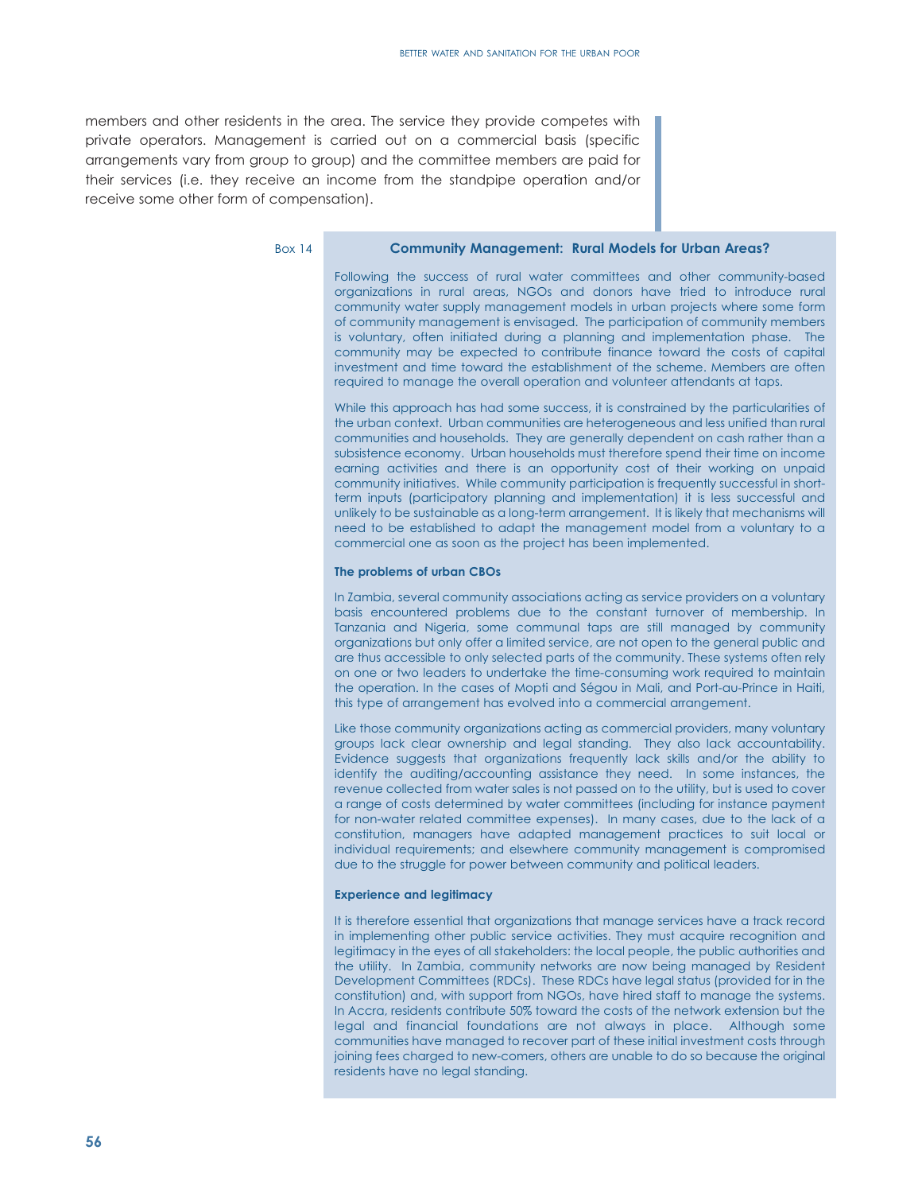members and other residents in the area. The service they provide competes with private operators. Management is carried out on a commercial basis (specific arrangements vary from group to group) and the committee members are paid for their services (i.e. they receive an income from the standpipe operation and/or receive some other form of compensation).

Box 14

### Community Management: Rural Models for Urban Areas?

Following the success of rural water committees and other community-based organizations in rural areas, NGOs and donors have tried to introduce rural community water supply management models in urban projects where some form of community management is envisaged. The participation of community members is voluntary, often initiated during a planning and implementation phase. The community may be expected to contribute finance toward the costs of capital investment and time toward the establishment of the scheme. Members are often required to manage the overall operation and volunteer attendants at taps.

While this approach has had some success, it is constrained by the particularities of the urban context. Urban communities are heterogeneous and less unified than rural communities and households. They are generally dependent on cash rather than a subsistence economy. Urban households must therefore spend their time on income earning activities and there is an opportunity cost of their working on unpaid community initiatives. While community participation is frequently successful in short-term inputs (participatory planning and implementation) it is less successful and unlikely to be sustainable as a long-term arrangement. It is likely that mechanisms will need to be established to adapt the management model from a voluntary to a commercial one as soon as the project has been implemented.

**The problems of urban CBOs**

In Zambia, several community associations acting as service providers on a voluntary basis encountered problems due to the constant turnover of membership. In Tanzania and Nigeria, some communal taps are still managed by community organizations but only offer a limited service, are not open to the general public and are thus accessible to only selected parts of the community. These systems often rely on one or two leaders to undertake the time-consuming work required to maintain the operation. In the cases of Mopti and Ségou in Mali, and Port-au-Prince in Haiti, this type of arrangement has evolved into a commercial arrangement.

Like those community organizations acting as commercial providers, many voluntary groups lack clear ownership and legal standing. They also lack accountability. Evidence suggests that organizations frequently lack skills and/or the ability to identify the auditing/accounting assistance they need. In some instances, the revenue collected from water sales is not passed on to the utility, but is used to cover a range of costs determined by water committees (including for instance payment for non-water related committee expenses). In many cases, due to the lack of a constitution, managers have adapted management practices to suit local or individual requirements; and elsewhere community management is compromised due to the struggle for power between community and political leaders.

**Experience and legitimacy**

It is therefore essential that organizations that manage services have a track record in implementing other public service activities. They must acquire recognition and legitimacy in the eyes of all stakeholders: the local people, the public authorities and the utility. In Zambia, community networks are now being managed by Resident Development Committees (RDCs). These RDCs have legal status (provided for in the constitution) and, with support from NGOs, have hired staff to manage the systems. In Accra, residents contribute 50% toward the costs of the network extension but the legal and financial foundations are not always in place. Although some communities have managed to recover part of these initial investment costs through joining fees charged to new-comers, others are unable to do so because the original residents have no legal standing.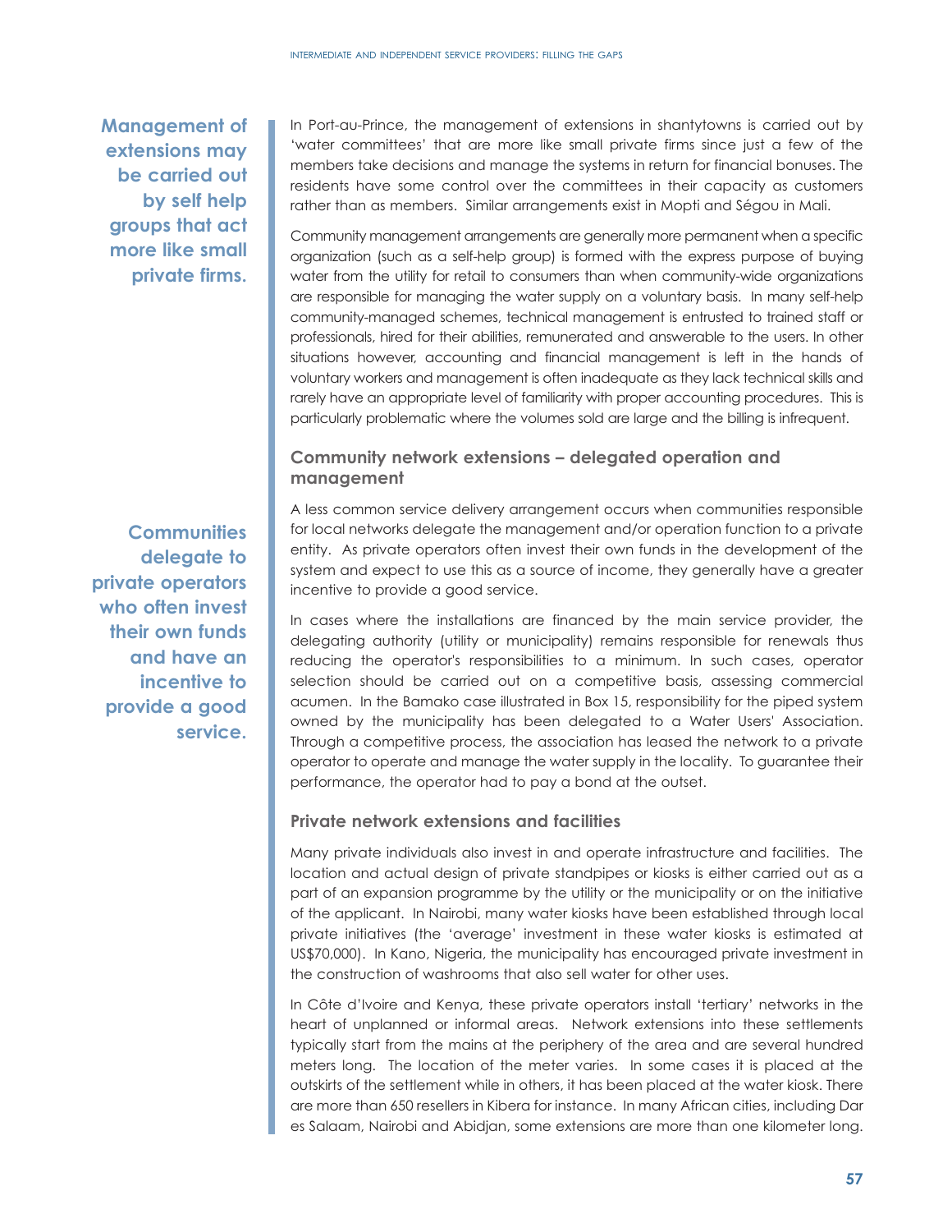**Management of extensions may be carried out by self help groups that act more like small private firms.**

In Port-au-Prince, the management of extensions in shantytowns is carried out by 'water committees' that are more like small private firms since just a few of the members take decisions and manage the systems in return for financial bonuses. The residents have some control over the committees in their capacity as customers rather than as members. Similar arrangements exist in Mopti and Ségou in Mali.

Community management arrangements are generally more permanent when a specific organization (such as a self-help group) is formed with the express purpose of buying water from the utility for retail to consumers than when community-wide organizations are responsible for managing the water supply on a voluntary basis. In many self-help community-managed schemes, technical management is entrusted to trained staff or professionals, hired for their abilities, remunerated and answerable to the users. In other situations however, accounting and financial management is left in the hands of voluntary workers and management is often inadequate as they lack technical skills and rarely have an appropriate level of familiarity with proper accounting procedures. This is particularly problematic where the volumes sold are large and the billing is infrequent.

### Community network extensions – delegated operation and management

**Communities delegate to private operators who often invest their own funds and have an incentive to provide a good service.**

A less common service delivery arrangement occurs when communities responsible for local networks delegate the management and/or operation function to a private entity. As private operators often invest their own funds in the development of the system and expect to use this as a source of income, they generally have a greater incentive to provide a good service.

In cases where the installations are financed by the main service provider, the delegating authority (utility or municipality) remains responsible for renewals thus reducing the operator's responsibilities to a minimum. In such cases, operator selection should be carried out on a competitive basis, assessing commercial acumen. In the Bamako case illustrated in Box 15, responsibility for the piped system owned by the municipality has been delegated to a Water Users' Association. Through a competitive process, the association has leased the network to a private operator to operate and manage the water supply in the locality. To guarantee their performance, the operator had to pay a bond at the outset.

### Private network extensions and facilities

Many private individuals also invest in and operate infrastructure and facilities. The location and actual design of private standpipes or kiosks is either carried out as a part of an expansion programme by the utility or the municipality or on the initiative of the applicant. In Nairobi, many water kiosks have been established through local private initiatives (the 'average' investment in these water kiosks is estimated at US$70,000). In Kano, Nigeria, the municipality has encouraged private investment in the construction of washrooms that also sell water for other uses.

In Côte d'Ivoire and Kenya, these private operators install 'tertiary' networks in the heart of unplanned or informal areas. Network extensions into these settlements typically start from the mains at the periphery of the area and are several hundred meters long. The location of the meter varies. In some cases it is placed at the outskirts of the settlement while in others, it has been placed at the water kiosk. There are more than 650 resellers in Kibera for instance. In many African cities, including Dar es Salaam, Nairobi and Abidjan, some extensions are more than one kilometer long.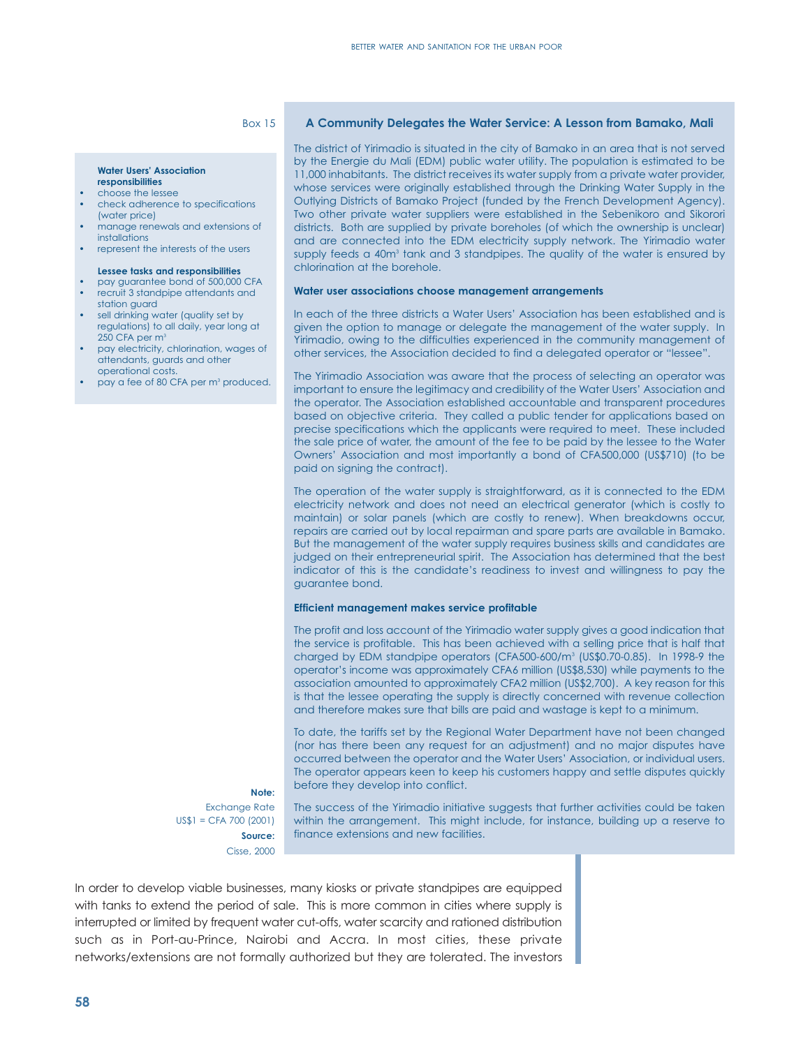Box 15

## A Community Delegates the Water Service: A Lesson from Bamako, Mali

**Water Users' Association responsibilities**

- choose the lessee
- check adherence to specifications (water price)
- manage renewals and extensions of installations
- represent the interests of the users

**Lessee tasks and responsibilities**

- pay guarantee bond of 500,000 CFA
- recruit 3 standpipe attendants and station guard
- sell drinking water (quality set by regulations) to all daily, year long at 250 CFA per m³
- pay electricity, chlorination, wages of attendants, guards and other operational costs.
- pay a fee of 80 CFA per m³ produced.

The district of Yirimadio is situated in the city of Bamako in an area that is not served by the Energie du Mali (EDM) public water utility. The population is estimated to be 11,000 inhabitants. The district receives its water supply from a private water provider, whose services were originally established through the Drinking Water Supply in the Outlying Districts of Bamako Project (funded by the French Development Agency). Two other private water suppliers were established in the Sebenikoro and Sikorori districts. Both are supplied by private boreholes (of which the ownership is unclear) and are connected into the EDM electricity supply network. The Yirimadio water supply feeds a 40m³ tank and 3 standpipes. The quality of the water is ensured by chlorination at the borehole.

### Water user associations choose management arrangements

In each of the three districts a Water Users' Association has been established and is given the option to manage or delegate the management of the water supply. In Yirimadio, owing to the difficulties experienced in the community management of other services, the Association decided to find a delegated operator or "lessee".

The Yirimadio Association was aware that the process of selecting an operator was important to ensure the legitimacy and credibility of the Water Users' Association and the operator. The Association established accountable and transparent procedures based on objective criteria. They called a public tender for applications based on precise specifications which the applicants were required to meet. These included the sale price of water, the amount of the fee to be paid by the lessee to the Water Owners' Association and most importantly a bond of CFA500,000 (US$710) (to be paid on signing the contract).

The operation of the water supply is straightforward, as it is connected to the EDM electricity network and does not need an electrical generator (which is costly to maintain) or solar panels (which are costly to renew). When breakdowns occur, repairs are carried out by local repairman and spare parts are available in Bamako. But the management of the water supply requires business skills and candidates are judged on their entrepreneurial spirit. The Association has determined that the best indicator of this is the candidate's readiness to invest and willingness to pay the guarantee bond.

### Efficient management makes service profitable

The profit and loss account of the Yirimadio water supply gives a good indication that the service is profitable. This has been achieved with a selling price that is half that charged by EDM standpipe operators (CFA500-600/m³ (US$0.70-0.85). In 1998-9 the operator's income was approximately CFA6 million (US$8,530) while payments to the association amounted to approximately CFA2 million (US$2,700). A key reason for this is that the lessee operating the supply is directly concerned with revenue collection and therefore makes sure that bills are paid and wastage is kept to a minimum.

To date, the tariffs set by the Regional Water Department have not been changed (nor has there been any request for an adjustment) and no major disputes have occurred between the operator and the Water Users' Association, or individual users. The operator appears keen to keep his customers happy and settle disputes quickly before they develop into conflict.

The success of the Yirimadio initiative suggests that further activities could be taken within the arrangement. This might include, for instance, building up a reserve to finance extensions and new facilities.

**Note:** Exchange Rate US$1 = CFA 700 (2001)

**Source:** Cisse, 2000

In order to develop viable businesses, many kiosks or private standpipes are equipped with tanks to extend the period of sale. This is more common in cities where supply is interrupted or limited by frequent water cut-offs, water scarcity and rationed distribution such as in Port-au-Prince, Nairobi and Accra. In most cities, these private networks/extensions are not formally authorized but they are tolerated. The investors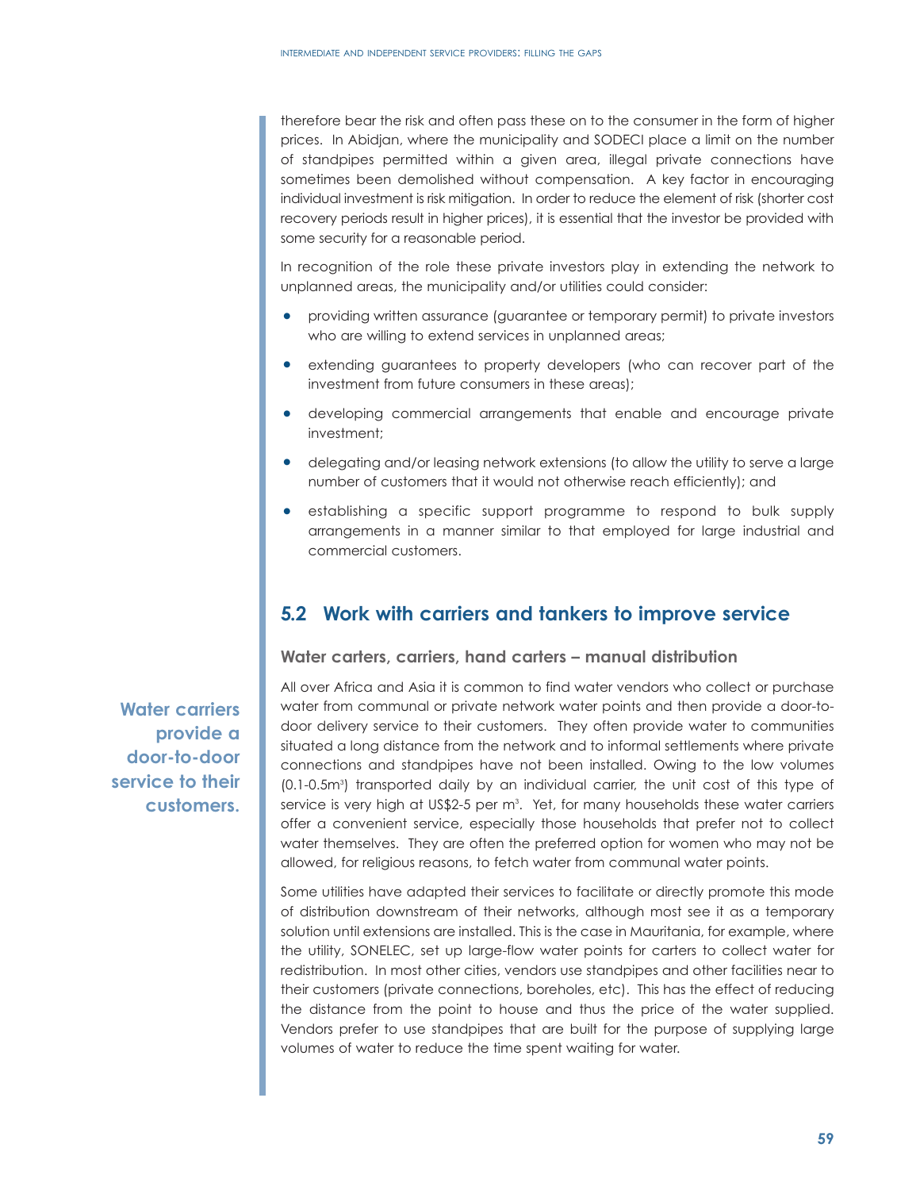therefore bear the risk and often pass these on to the consumer in the form of higher prices. In Abidjan, where the municipality and SODECI place a limit on the number of standpipes permitted within a given area, illegal private connections have sometimes been demolished without compensation. A key factor in encouraging individual investment is risk mitigation. In order to reduce the element of risk (shorter cost recovery periods result in higher prices), it is essential that the investor be provided with some security for a reasonable period.

In recognition of the role these private investors play in extending the network to unplanned areas, the municipality and/or utilities could consider:

- providing written assurance (guarantee or temporary permit) to private investors who are willing to extend services in unplanned areas;
- extending guarantees to property developers (who can recover part of the investment from future consumers in these areas);
- developing commercial arrangements that enable and encourage private investment;
- delegating and/or leasing network extensions (to allow the utility to serve a large number of customers that it would not otherwise reach efficiently); and
- establishing a specific support programme to respond to bulk supply arrangements in a manner similar to that employed for large industrial and commercial customers.

## 5.2 Work with carriers and tankers to improve service

### Water carters, carriers, hand carters – manual distribution

**Water carriers provide a door-to-door service to their customers.**

All over Africa and Asia it is common to find water vendors who collect or purchase water from communal or private network water points and then provide a door-to-door delivery service to their customers. They often provide water to communities situated a long distance from the network and to informal settlements where private connections and standpipes have not been installed. Owing to the low volumes (0.1-0.5m$^3$) transported daily by an individual carrier, the unit cost of this type of service is very high at US$2-5 per m$^3$. Yet, for many households these water carriers offer a convenient service, especially those households that prefer not to collect water themselves. They are often the preferred option for women who may not be allowed, for religious reasons, to fetch water from communal water points.

Some utilities have adapted their services to facilitate or directly promote this mode of distribution downstream of their networks, although most see it as a temporary solution until extensions are installed. This is the case in Mauritania, for example, where the utility, SONELEC, set up large-flow water points for carters to collect water for redistribution. In most other cities, vendors use standpipes and other facilities near to their customers (private connections, boreholes, etc). This has the effect of reducing the distance from the point to house and thus the price of the water supplied. Vendors prefer to use standpipes that are built for the purpose of supplying large volumes of water to reduce the time spent waiting for water.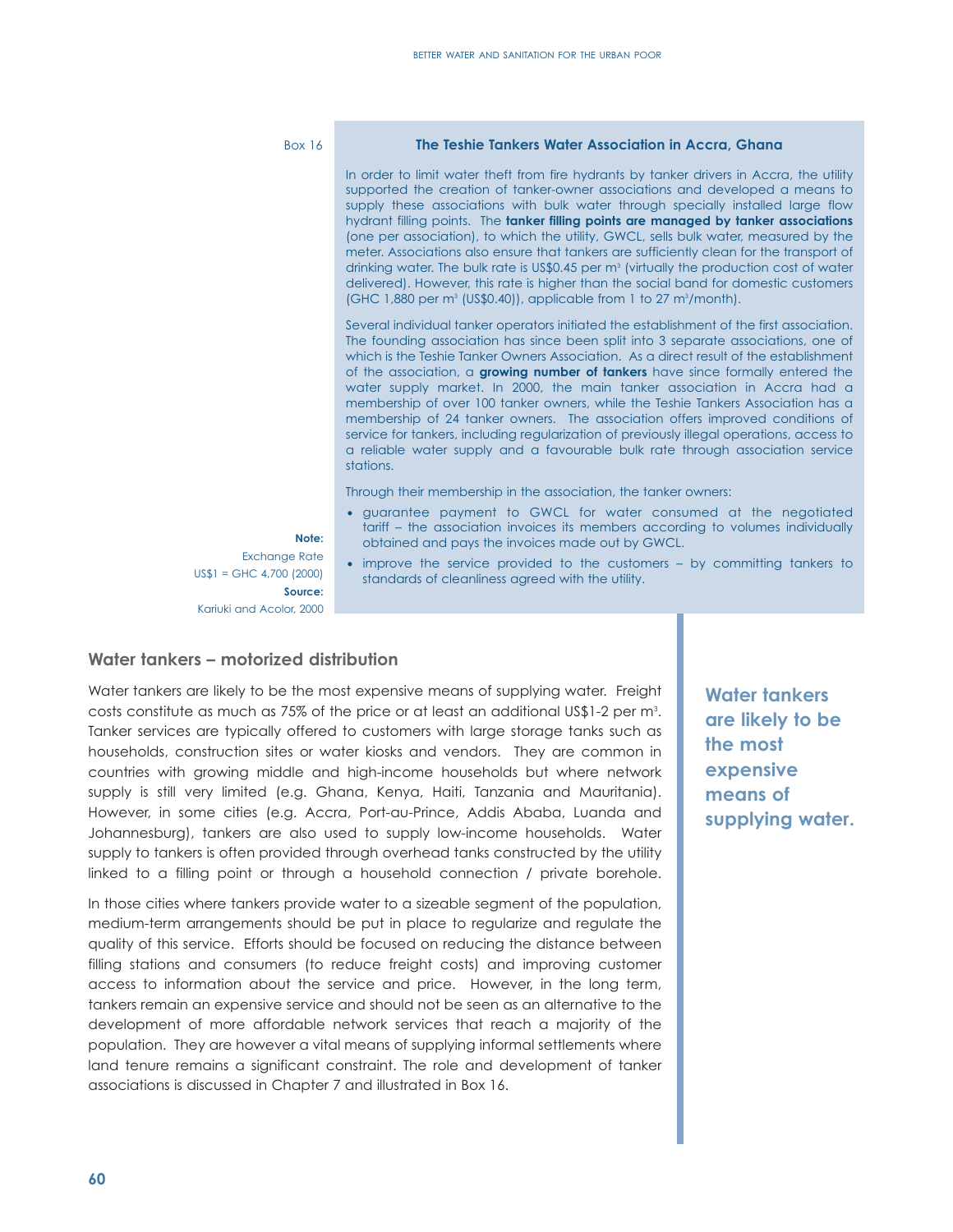Box 16

### The Teshie Tankers Water Association in Accra, Ghana

In order to limit water theft from fire hydrants by tanker drivers in Accra, the utility supported the creation of tanker-owner associations and developed a means to supply these associations with bulk water through specially installed large flow hydrant filling points. The **tanker filling points are managed by tanker associations** (one per association), to which the utility, GWCL, sells bulk water, measured by the meter. Associations also ensure that tankers are sufficiently clean for the transport of drinking water. The bulk rate is US$0.45 per $m^3$ (virtually the production cost of water delivered). However, this rate is higher than the social band for domestic customers (GHC 1,880 per $m^3$ (US$0.40)), applicable from 1 to 27 $m^3$/month).

Several individual tanker operators initiated the establishment of the first association. The founding association has since been split into 3 separate associations, one of which is the Teshie Tanker Owners Association. As a direct result of the establishment of the association, a **growing number of tankers** have since formally entered the water supply market. In 2000, the main tanker association in Accra had a membership of over 100 tanker owners, while the Teshie Tankers Association has a membership of 24 tanker owners. The association offers improved conditions of service for tankers, including regularization of previously illegal operations, access to a reliable water supply and a favourable bulk rate through association service stations.

Through their membership in the association, the tanker owners:

- guarantee payment to GWCL for water consumed at the negotiated tariff – the association invoices its members according to volumes individually obtained and pays the invoices made out by GWCL.
- improve the service provided to the customers – by committing tankers to standards of cleanliness agreed with the utility.

**Note:**
Exchange Rate
US$1 = GHC 4,700 (2000)
**Source:**
Kariuki and Acolor, 2000

## Water tankers – motorized distribution

Water tankers are likely to be the most expensive means of supplying water. Freight costs constitute as much as 75% of the price or at least an additional US$1-2 per $m^3$. Tanker services are typically offered to customers with large storage tanks such as households, construction sites or water kiosks and vendors. They are common in countries with growing middle and high-income households but where network supply is still very limited (e.g. Ghana, Kenya, Haiti, Tanzania and Mauritania). However, in some cities (e.g. Accra, Port-au-Prince, Addis Ababa, Luanda and Johannesburg), tankers are also used to supply low-income households. Water supply to tankers is often provided through overhead tanks constructed by the utility linked to a filling point or through a household connection / private borehole.

In those cities where tankers provide water to a sizeable segment of the population, medium-term arrangements should be put in place to regularize and regulate the quality of this service. Efforts should be focused on reducing the distance between filling stations and consumers (to reduce freight costs) and improving customer access to information about the service and price. However, in the long term, tankers remain an expensive service and should not be seen as an alternative to the development of more affordable network services that reach a majority of the population. They are however a vital means of supplying informal settlements where land tenure remains a significant constraint. The role and development of tanker associations is discussed in Chapter 7 and illustrated in Box 16.

**Water tankers are likely to be the most expensive means of supplying water.**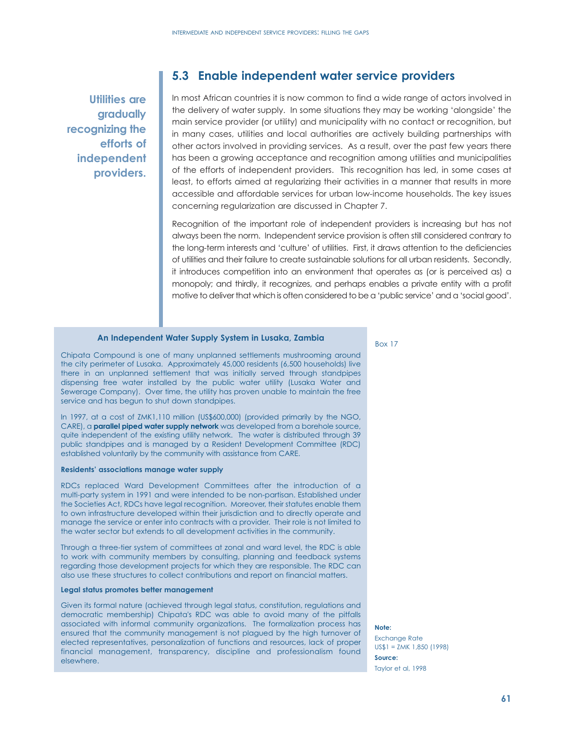## 5.3 Enable independent water service providers

**Utilities are gradually recognizing the efforts of independent providers.**

In most African countries it is now common to find a wide range of actors involved in the delivery of water supply. In some situations they may be working 'alongside' the main service provider (or utility) and municipality with no contact or recognition, but in many cases, utilities and local authorities are actively building partnerships with other actors involved in providing services. As a result, over the past few years there has been a growing acceptance and recognition among utilities and municipalities of the efforts of independent providers. This recognition has led, in some cases at least, to efforts aimed at regularizing their activities in a manner that results in more accessible and affordable services for urban low-income households. The key issues concerning regularization are discussed in Chapter 7.

Recognition of the important role of independent providers is increasing but has not always been the norm. Independent service provision is often still considered contrary to the long-term interests and 'culture' of utilities. First, it draws attention to the deficiencies of utilities and their failure to create sustainable solutions for all urban residents. Secondly, it introduces competition into an environment that operates as (or is perceived as) a monopoly; and thirdly, it recognizes, and perhaps enables a private entity with a profit motive to deliver that which is often considered to be a 'public service' and a 'social good'.

Box 17

### An Independent Water Supply System in Lusaka, Zambia

Chipata Compound is one of many unplanned settlements mushrooming around the city perimeter of Lusaka. Approximately 45,000 residents (6,500 households) live there in an unplanned settlement that was initially served through standpipes dispensing free water installed by the public water utility (Lusaka Water and Sewerage Company). Over time, the utility has proven unable to maintain the free service and has begun to shut down standpipes.

In 1997, at a cost of ZMK1,110 million (US$600,000) (provided primarily by the NGO, CARE), a **parallel piped water supply network** was developed from a borehole source, quite independent of the existing utility network. The water is distributed through 39 public standpipes and is managed by a Resident Development Committee (RDC) established voluntarily by the community with assistance from CARE.

**Residents' associations manage water supply**

RDCs replaced Ward Development Committees after the introduction of a multi-party system in 1991 and were intended to be non-partisan. Established under the Societies Act, RDCs have legal recognition. Moreover, their statutes enable them to own infrastructure developed within their jurisdiction and to directly operate and manage the service or enter into contracts with a provider. Their role is not limited to the water sector but extends to all development activities in the community.

Through a three-tier system of committees at zonal and ward level, the RDC is able to work with community members by consulting, planning and feedback systems regarding those development projects for which they are responsible. The RDC can also use these structures to collect contributions and report on financial matters.

**Legal status promotes better management**

Given its formal nature (achieved through legal status, constitution, regulations and democratic membership) Chipata's RDC was able to avoid many of the pitfalls associated with informal community organizations. The formalization process has ensured that the community management is not plagued by the high turnover of elected representatives, personalization of functions and resources, lack of proper financial management, transparency, discipline and professionalism found elsewhere.

**Note:**
Exchange Rate
US$1 = ZMK 1,850 (1998)

**Source:**
Taylor et al, 1998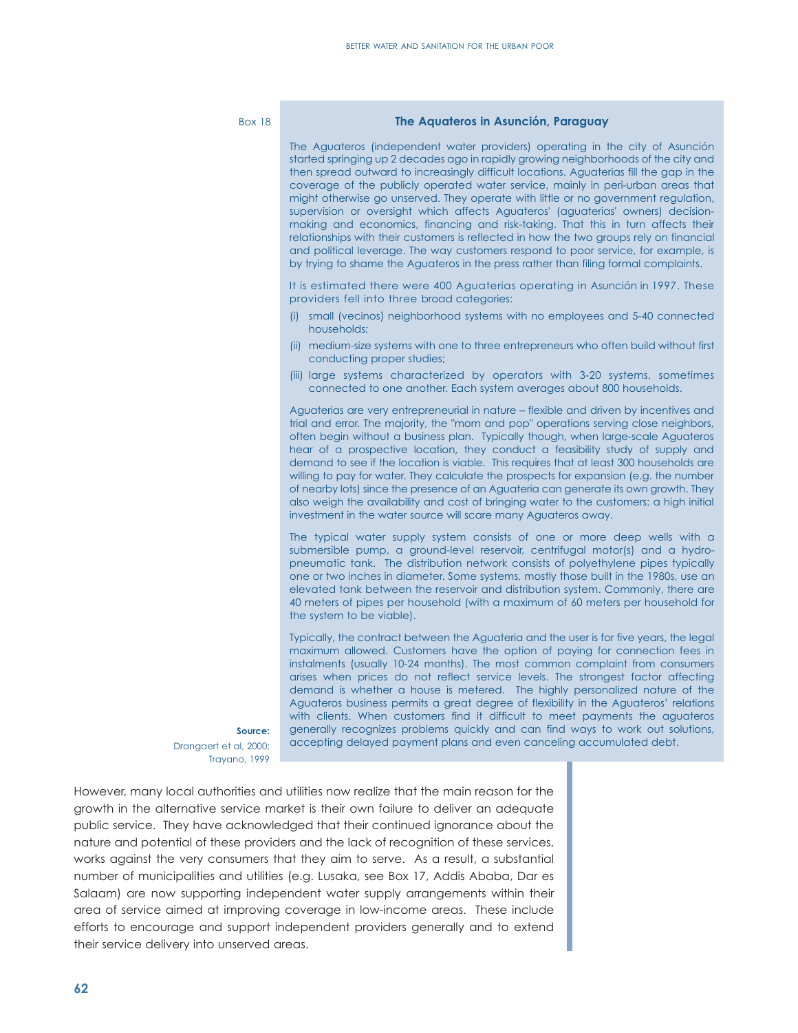Box 18

### The Aquateros in Asunción, Paraguay

The Aguateros (independent water providers) operating in the city of Asunción started springing up 2 decades ago in rapidly growing neighborhoods of the city and then spread outward to increasingly difficult locations. Aguaterias fill the gap in the coverage of the publicly operated water service, mainly in peri-urban areas that might otherwise go unserved. They operate with little or no government regulation, supervision or oversight which affects Aguateros' (aguaterias' owners) decision-making and economics, financing and risk-taking. That this in turn affects their relationships with their customers is reflected in how the two groups rely on financial and political leverage. The way customers respond to poor service, for example, is by trying to shame the Aguateros in the press rather than filing formal complaints.

It is estimated there were 400 Aguaterias operating in Asunción in 1997. These providers fell into three broad categories:

(i) small (vecinos) neighborhood systems with no employees and 5-40 connected households;

(ii) medium-size systems with one to three entrepreneurs who often build without first conducting proper studies;

(iii) large systems characterized by operators with 3-20 systems, sometimes connected to one another. Each system averages about 800 households.

Aguaterias are very entrepreneurial in nature – flexible and driven by incentives and trial and error. The majority, the "mom and pop" operations serving close neighbors, often begin without a business plan. Typically though, when large-scale Aguateros hear of a prospective location, they conduct a feasibility study of supply and demand to see if the location is viable. This requires that at least 300 households are willing to pay for water. They calculate the prospects for expansion (e.g. the number of nearby lots) since the presence of an Aguateria can generate its own growth. They also weigh the availability and cost of bringing water to the customers: a high initial investment in the water source will scare many Aguateros away.

The typical water supply system consists of one or more deep wells with a submersible pump, a ground-level reservoir, centrifugal motor(s) and a hydro-pneumatic tank. The distribution network consists of polyethylene pipes typically one or two inches in diameter. Some systems, mostly those built in the 1980s, use an elevated tank between the reservoir and distribution system. Commonly, there are 40 meters of pipes per household (with a maximum of 60 meters per household for the system to be viable).

Typically, the contract between the Aguateria and the user is for five years, the legal maximum allowed. Customers have the option of paying for connection fees in instalments (usually 10-24 months). The most common complaint from consumers arises when prices do not reflect service levels. The strongest factor affecting demand is whether a house is metered. The highly personalized nature of the Aguateros business permits a great degree of flexibility in the Aguateros' relations with clients. When customers find it difficult to meet payments the aguateros generally recognizes problems quickly and can find ways to work out solutions, accepting delayed payment plans and even canceling accumulated debt.

**Source:** Drangaert et al, 2000; Trayano, 1999

However, many local authorities and utilities now realize that the main reason for the growth in the alternative service market is their own failure to deliver an adequate public service. They have acknowledged that their continued ignorance about the nature and potential of these providers and the lack of recognition of these services, works against the very consumers that they aim to serve. As a result, a substantial number of municipalities and utilities (e.g. Lusaka, see Box 17, Addis Ababa, Dar es Salaam) are now supporting independent water supply arrangements within their area of service aimed at improving coverage in low-income areas. These include efforts to encourage and support independent providers generally and to extend their service delivery into unserved areas.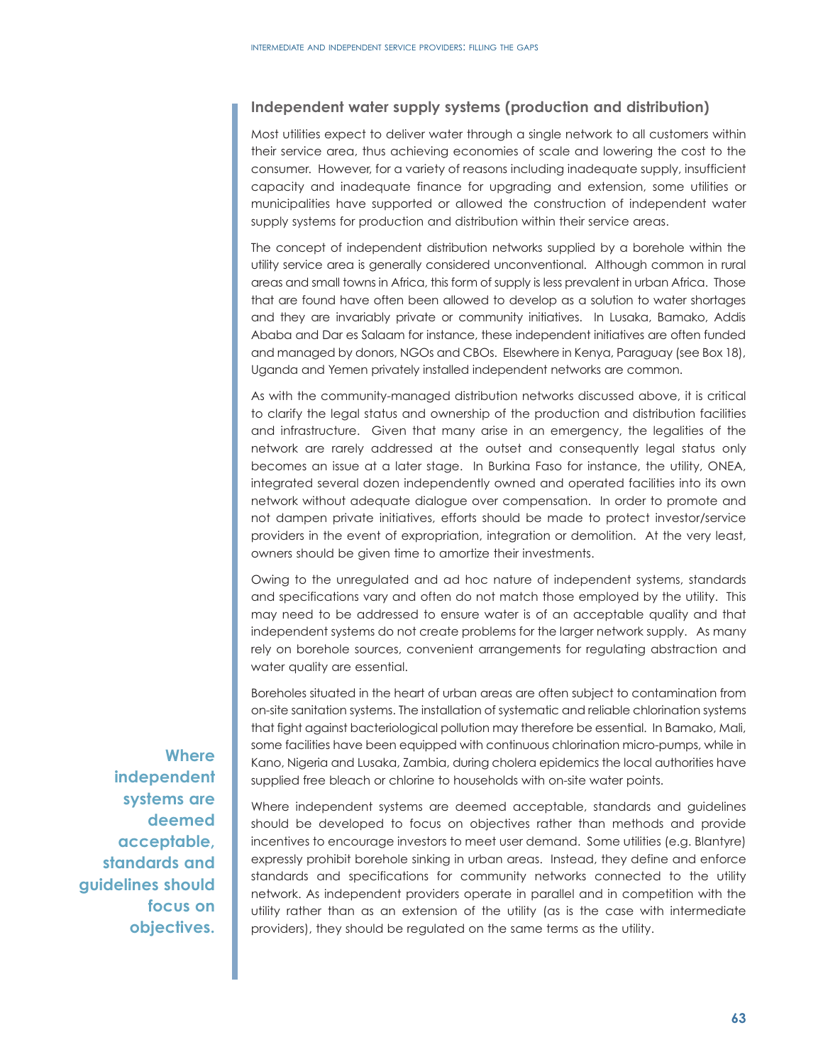## Independent water supply systems (production and distribution)

Most utilities expect to deliver water through a single network to all customers within their service area, thus achieving economies of scale and lowering the cost to the consumer. However, for a variety of reasons including inadequate supply, insufficient capacity and inadequate finance for upgrading and extension, some utilities or municipalities have supported or allowed the construction of independent water supply systems for production and distribution within their service areas.

The concept of independent distribution networks supplied by a borehole within the utility service area is generally considered unconventional. Although common in rural areas and small towns in Africa, this form of supply is less prevalent in urban Africa. Those that are found have often been allowed to develop as a solution to water shortages and they are invariably private or community initiatives. In Lusaka, Bamako, Addis Ababa and Dar es Salaam for instance, these independent initiatives are often funded and managed by donors, NGOs and CBOs. Elsewhere in Kenya, Paraguay (see Box 18), Uganda and Yemen privately installed independent networks are common.

As with the community-managed distribution networks discussed above, it is critical to clarify the legal status and ownership of the production and distribution facilities and infrastructure. Given that many arise in an emergency, the legalities of the network are rarely addressed at the outset and consequently legal status only becomes an issue at a later stage. In Burkina Faso for instance, the utility, ONEA, integrated several dozen independently owned and operated facilities into its own network without adequate dialogue over compensation. In order to promote and not dampen private initiatives, efforts should be made to protect investor/service providers in the event of expropriation, integration or demolition. At the very least, owners should be given time to amortize their investments.

Owing to the unregulated and ad hoc nature of independent systems, standards and specifications vary and often do not match those employed by the utility. This may need to be addressed to ensure water is of an acceptable quality and that independent systems do not create problems for the larger network supply. As many rely on borehole sources, convenient arrangements for regulating abstraction and water quality are essential.

Boreholes situated in the heart of urban areas are often subject to contamination from on-site sanitation systems. The installation of systematic and reliable chlorination systems that fight against bacteriological pollution may therefore be essential. In Bamako, Mali, some facilities have been equipped with continuous chlorination micro-pumps, while in Kano, Nigeria and Lusaka, Zambia, during cholera epidemics the local authorities have supplied free bleach or chlorine to households with on-site water points.

**Where independent systems are deemed acceptable, standards and guidelines should focus on objectives.**

Where independent systems are deemed acceptable, standards and guidelines should be developed to focus on objectives rather than methods and provide incentives to encourage investors to meet user demand. Some utilities (e.g. Blantyre) expressly prohibit borehole sinking in urban areas. Instead, they define and enforce standards and specifications for community networks connected to the utility network. As independent providers operate in parallel and in competition with the utility rather than as an extension of the utility (as is the case with intermediate providers), they should be regulated on the same terms as the utility.